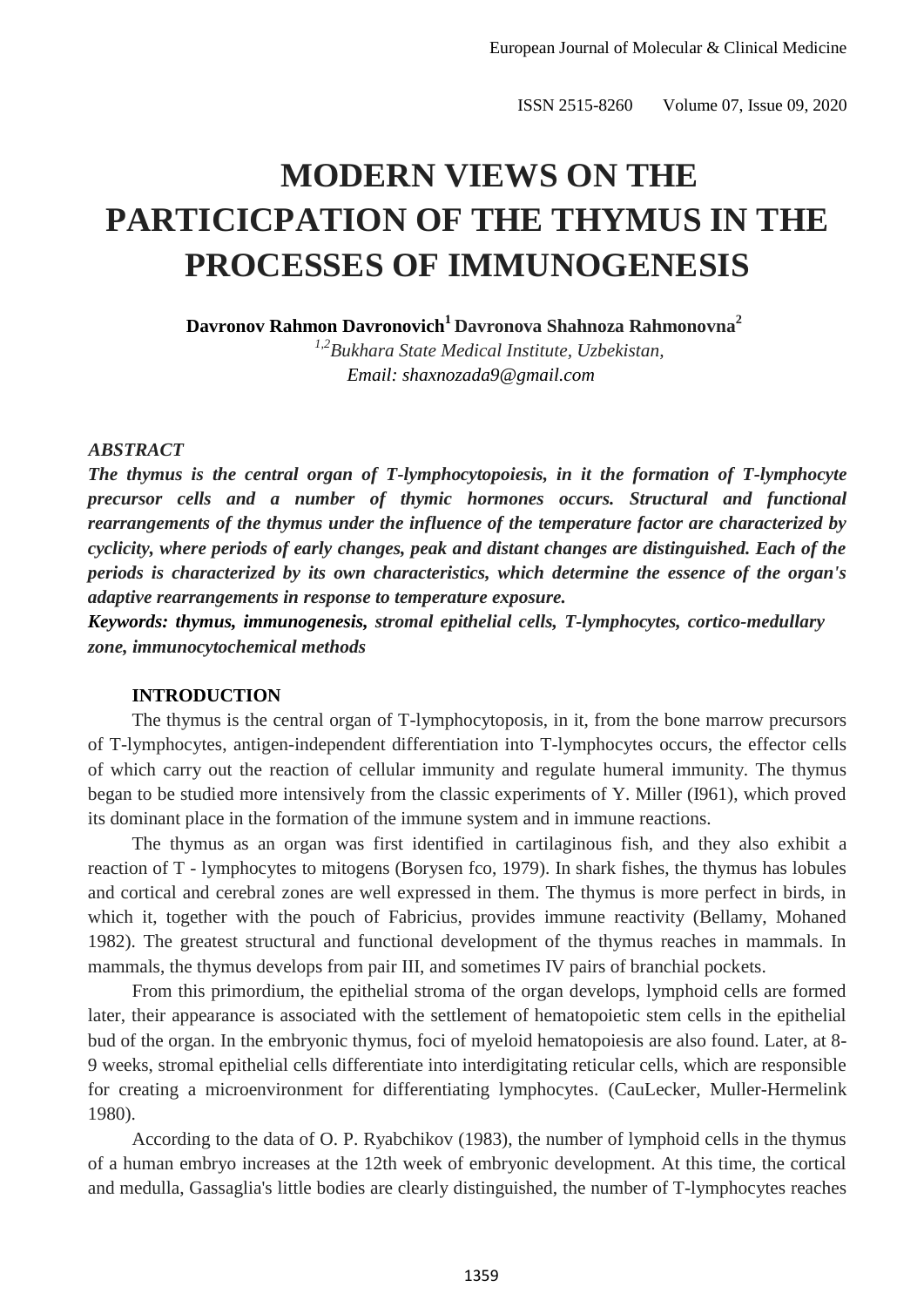# MODERN VIEWS ON THE PARTICICPATION OF THE THYMUS IN THE PROCESSES OF IMMUNOGENESIS

**Davronov Rahmon Davronovich[1] Davronova Shahnoza Rahmonovna[2]**

*[1,2]Bukhara State Medical Institute, Uzbekistan,*
*Email: shaxnozada9@gmail.com*

## *ABSTRACT*

***The thymus is the central organ of T-lymphocytopoiesis, in it the formation of T-lymphocyte precursor cells and a number of thymic hormones occurs. Structural and functional rearrangements of the thymus under the influence of the temperature factor are characterized by cyclicity, where periods of early changes, peak and distant changes are distinguished. Each of the periods is characterized by its own characteristics, which determine the essence of the organ's adaptive rearrangements in response to temperature exposure.***

***Keywords: thymus, immunogenesis, stromal epithelial cells, T-lymphocytes, cortico-medullary zone, immunocytochemical methods***

## INTRODUCTION

The thymus is the central organ of T-lymphocytoposis, in it, from the bone marrow precursors of T-lymphocytes, antigen-independent differentiation into T-lymphocytes occurs, the effector cells of which carry out the reaction of cellular immunity and regulate humeral immunity. The thymus began to be studied more intensively from the classic experiments of Y. Miller (I961), which proved its dominant place in the formation of the immune system and in immune reactions.

The thymus as an organ was first identified in cartilaginous fish, and they also exhibit a reaction of T - lymphocytes to mitogens (Borysen fco, 1979). In shark fishes, the thymus has lobules and cortical and cerebral zones are well expressed in them. The thymus is more perfect in birds, in which it, together with the pouch of Fabricius, provides immune reactivity (Bellamy, Mohaned 1982). The greatest structural and functional development of the thymus reaches in mammals. In mammals, the thymus develops from pair III, and sometimes IV pairs of branchial pockets.

From this primordium, the epithelial stroma of the organ develops, lymphoid cells are formed later, their appearance is associated with the settlement of hematopoietic stem cells in the epithelial bud of the organ. In the embryonic thymus, foci of myeloid hematopoiesis are also found. Later, at 8-9 weeks, stromal epithelial cells differentiate into interdigitating reticular cells, which are responsible for creating a microenvironment for differentiating lymphocytes. (CauLecker, Muller-Hermelink 1980).

According to the data of O. P. Ryabchikov (1983), the number of lymphoid cells in the thymus of a human embryo increases at the 12th week of embryonic development. At this time, the cortical and medulla, Gassaglia's little bodies are clearly distinguished, the number of T-lymphocytes reaches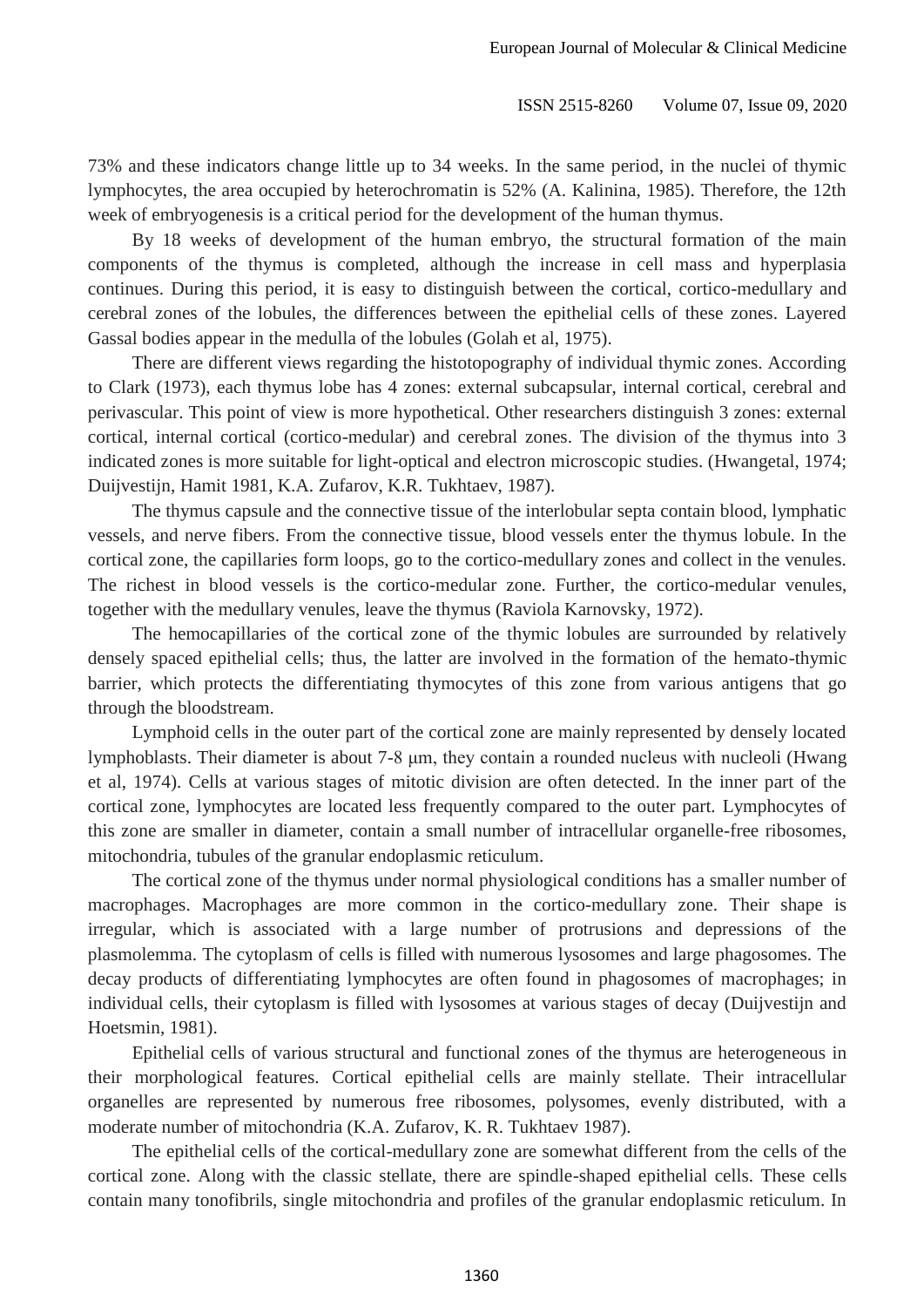73% and these indicators change little up to 34 weeks. In the same period, in the nuclei of thymic lymphocytes, the area occupied by heterochromatin is 52% (A. Kalinina, 1985). Therefore, the 12th week of embryogenesis is a critical period for the development of the human thymus.

By 18 weeks of development of the human embryo, the structural formation of the main components of the thymus is completed, although the increase in cell mass and hyperplasia continues. During this period, it is easy to distinguish between the cortical, cortico-medullary and cerebral zones of the lobules, the differences between the epithelial cells of these zones. Layered Gassal bodies appear in the medulla of the lobules (Golah et al, 1975).

There are different views regarding the histotopography of individual thymic zones. According to Clark (1973), each thymus lobe has 4 zones: external subcapsular, internal cortical, cerebral and perivascular. This point of view is more hypothetical. Other researchers distinguish 3 zones: external cortical, internal cortical (cortico-medular) and cerebral zones. The division of the thymus into 3 indicated zones is more suitable for light-optical and electron microscopic studies. (Hwangetal, 1974; Duijvestijn, Hamit 1981, K.A. Zufarov, K.R. Tukhtaev, 1987).

The thymus capsule and the connective tissue of the interlobular septa contain blood, lymphatic vessels, and nerve fibers. From the connective tissue, blood vessels enter the thymus lobule. In the cortical zone, the capillaries form loops, go to the cortico-medullary zones and collect in the venules. The richest in blood vessels is the cortico-medular zone. Further, the cortico-medular venules, together with the medullary venules, leave the thymus (Raviola Karnovsky, 1972).

The hemocapillaries of the cortical zone of the thymic lobules are surrounded by relatively densely spaced epithelial cells; thus, the latter are involved in the formation of the hemato-thymic barrier, which protects the differentiating thymocytes of this zone from various antigens that go through the bloodstream.

Lymphoid cells in the outer part of the cortical zone are mainly represented by densely located lymphoblasts. Their diameter is about 7-8 μm, they contain a rounded nucleus with nucleoli (Hwang et al, 1974). Cells at various stages of mitotic division are often detected. In the inner part of the cortical zone, lymphocytes are located less frequently compared to the outer part. Lymphocytes of this zone are smaller in diameter, contain a small number of intracellular organelle-free ribosomes, mitochondria, tubules of the granular endoplasmic reticulum.

The cortical zone of the thymus under normal physiological conditions has a smaller number of macrophages. Macrophages are more common in the cortico-medullary zone. Their shape is irregular, which is associated with a large number of protrusions and depressions of the plasmolemma. The cytoplasm of cells is filled with numerous lysosomes and large phagosomes. The decay products of differentiating lymphocytes are often found in phagosomes of macrophages; in individual cells, their cytoplasm is filled with lysosomes at various stages of decay (Duijvestijn and Hoetsmin, 1981).

Epithelial cells of various structural and functional zones of the thymus are heterogeneous in their morphological features. Cortical epithelial cells are mainly stellate. Their intracellular organelles are represented by numerous free ribosomes, polysomes, evenly distributed, with a moderate number of mitochondria (K.A. Zufarov, K. R. Tukhtaev 1987).

The epithelial cells of the cortical-medullary zone are somewhat different from the cells of the cortical zone. Along with the classic stellate, there are spindle-shaped epithelial cells. These cells contain many tonofibrils, single mitochondria and profiles of the granular endoplasmic reticulum. In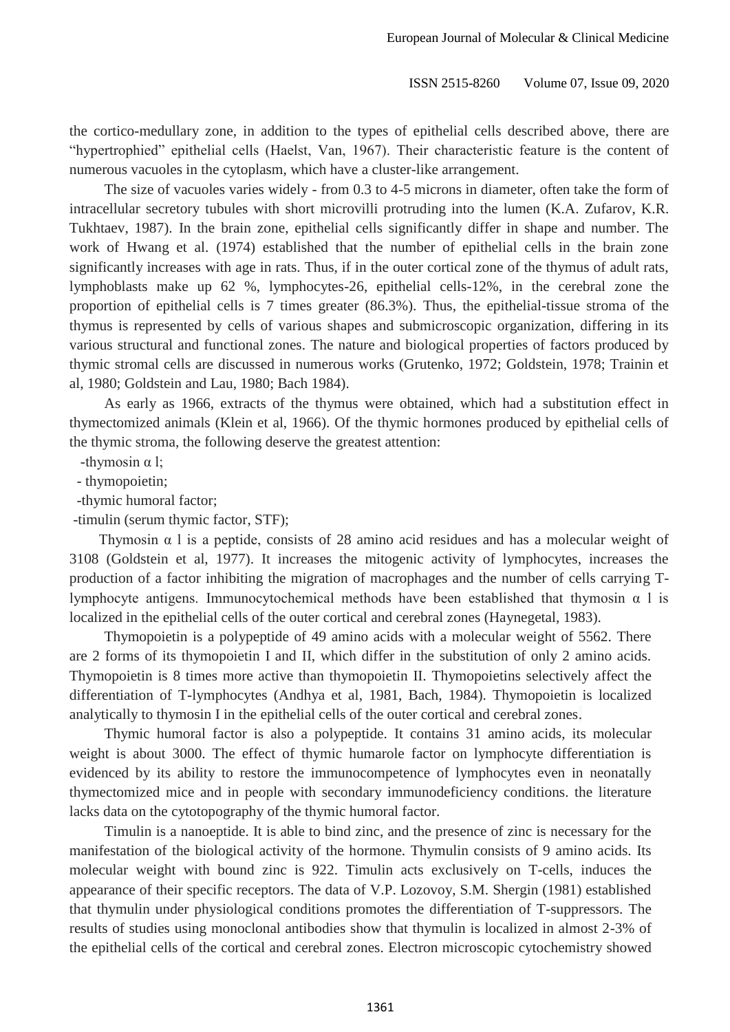the cortico-medullary zone, in addition to the types of epithelial cells described above, there are "hypertrophied" epithelial cells (Haelst, Van, 1967). Their characteristic feature is the content of numerous vacuoles in the cytoplasm, which have a cluster-like arrangement.

The size of vacuoles varies widely - from 0.3 to 4-5 microns in diameter, often take the form of intracellular secretory tubules with short microvilli protruding into the lumen (K.A. Zufarov, K.R. Tukhtaev, 1987). In the brain zone, epithelial cells significantly differ in shape and number. The work of Hwang et al. (1974) established that the number of epithelial cells in the brain zone significantly increases with age in rats. Thus, if in the outer cortical zone of the thymus of adult rats, lymphoblasts make up 62 %, lymphocytes-26, epithelial cells-12%, in the cerebral zone the proportion of epithelial cells is 7 times greater (86.3%). Thus, the epithelial-tissue stroma of the thymus is represented by cells of various shapes and submicroscopic organization, differing in its various structural and functional zones. The nature and biological properties of factors produced by thymic stromal cells are discussed in numerous works (Grutenko, 1972; Goldstein, 1978; Trainin et al, 1980; Goldstein and Lau, 1980; Bach 1984).

As early as 1966, extracts of the thymus were obtained, which had a substitution effect in thymectomized animals (Klein et al, 1966). Of the thymic hormones produced by epithelial cells of the thymic stroma, the following deserve the greatest attention:

- thymosin α l;
- thymopoietin;
- thymic humoral factor;
- timulin (serum thymic factor, STF);

Thymosin α l is a peptide, consists of 28 amino acid residues and has a molecular weight of 3108 (Goldstein et al, 1977). It increases the mitogenic activity of lymphocytes, increases the production of a factor inhibiting the migration of macrophages and the number of cells carrying T-lymphocyte antigens. Immunocytochemical methods have been established that thymosin α l is localized in the epithelial cells of the outer cortical and cerebral zones (Haynegetal, 1983).

Thymopoietin is a polypeptide of 49 amino acids with a molecular weight of 5562. There are 2 forms of its thymopoietin I and II, which differ in the substitution of only 2 amino acids. Thymopoietin is 8 times more active than thymopoietin II. Thymopoietins selectively affect the differentiation of T-lymphocytes (Andhya et al, 1981, Bach, 1984). Thymopoietin is localized analytically to thymosin I in the epithelial cells of the outer cortical and cerebral zones.

Thymic humoral factor is also a polypeptide. It contains 31 amino acids, its molecular weight is about 3000. The effect of thymic humarole factor on lymphocyte differentiation is evidenced by its ability to restore the immunocompetence of lymphocytes even in neonatally thymectomized mice and in people with secondary immunodeficiency conditions. the literature lacks data on the cytotopography of the thymic humoral factor.

Timulin is a nanoeptide. It is able to bind zinc, and the presence of zinc is necessary for the manifestation of the biological activity of the hormone. Thymulin consists of 9 amino acids. Its molecular weight with bound zinc is 922. Timulin acts exclusively on T-cells, induces the appearance of their specific receptors. The data of V.P. Lozovoy, S.M. Shergin (1981) established that thymulin under physiological conditions promotes the differentiation of T-suppressors. The results of studies using monoclonal antibodies show that thymulin is localized in almost 2-3% of the epithelial cells of the cortical and cerebral zones. Electron microscopic cytochemistry showed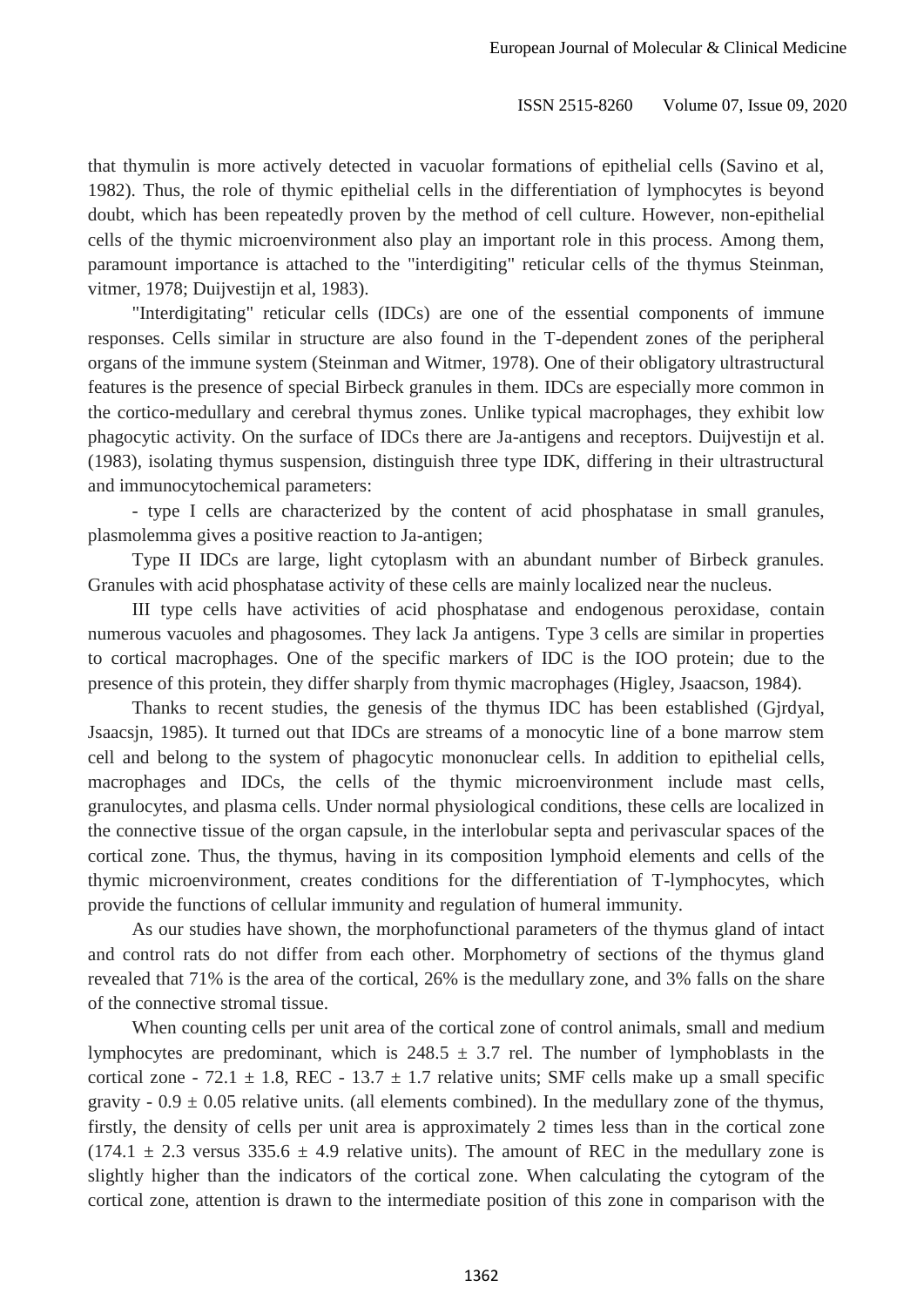that thymulin is more actively detected in vacuolar formations of epithelial cells (Savino et al, 1982). Thus, the role of thymic epithelial cells in the differentiation of lymphocytes is beyond doubt, which has been repeatedly proven by the method of cell culture. However, non-epithelial cells of the thymic microenvironment also play an important role in this process. Among them, paramount importance is attached to the "interdigiting" reticular cells of the thymus Steinman, vitmer, 1978; Duijvestijn et al, 1983).

"Interdigitating" reticular cells (IDCs) are one of the essential components of immune responses. Cells similar in structure are also found in the T-dependent zones of the peripheral organs of the immune system (Steinman and Witmer, 1978). One of their obligatory ultrastructural features is the presence of special Birbeck granules in them. IDCs are especially more common in the cortico-medullary and cerebral thymus zones. Unlike typical macrophages, they exhibit low phagocytic activity. On the surface of IDCs there are Ja-antigens and receptors. Duijvestijn et al. (1983), isolating thymus suspension, distinguish three type IDK, differing in their ultrastructural and immunocytochemical parameters:

- type I cells are characterized by the content of acid phosphatase in small granules, plasmolemma gives a positive reaction to Ja-antigen;

Type II IDCs are large, light cytoplasm with an abundant number of Birbeck granules. Granules with acid phosphatase activity of these cells are mainly localized near the nucleus.

III type cells have activities of acid phosphatase and endogenous peroxidase, contain numerous vacuoles and phagosomes. They lack Ja antigens. Type 3 cells are similar in properties to cortical macrophages. One of the specific markers of IDC is the IOO protein; due to the presence of this protein, they differ sharply from thymic macrophages (Higley, Jsaacson, 1984).

Thanks to recent studies, the genesis of the thymus IDC has been established (Gjrdyal, Jsaacsjn, 1985). It turned out that IDCs are streams of a monocytic line of a bone marrow stem cell and belong to the system of phagocytic mononuclear cells. In addition to epithelial cells, macrophages and IDCs, the cells of the thymic microenvironment include mast cells, granulocytes, and plasma cells. Under normal physiological conditions, these cells are localized in the connective tissue of the organ capsule, in the interlobular septa and perivascular spaces of the cortical zone. Thus, the thymus, having in its composition lymphoid elements and cells of the thymic microenvironment, creates conditions for the differentiation of T-lymphocytes, which provide the functions of cellular immunity and regulation of humeral immunity.

As our studies have shown, the morphofunctional parameters of the thymus gland of intact and control rats do not differ from each other. Morphometry of sections of the thymus gland revealed that 71% is the area of the cortical, 26% is the medullary zone, and 3% falls on the share of the connective stromal tissue.

When counting cells per unit area of the cortical zone of control animals, small and medium lymphocytes are predominant, which is $248.5 \pm 3.7$ rel. The number of lymphoblasts in the cortical zone - $72.1 \pm 1.8$, REC - $13.7 \pm 1.7$ relative units; SMF cells make up a small specific gravity - $0.9 \pm 0.05$ relative units. (all elements combined). In the medullary zone of the thymus, firstly, the density of cells per unit area is approximately 2 times less than in the cortical zone ($174.1 \pm 2.3$ versus $335.6 \pm 4.9$ relative units). The amount of REC in the medullary zone is slightly higher than the indicators of the cortical zone. When calculating the cytogram of the cortical zone, attention is drawn to the intermediate position of this zone in comparison with the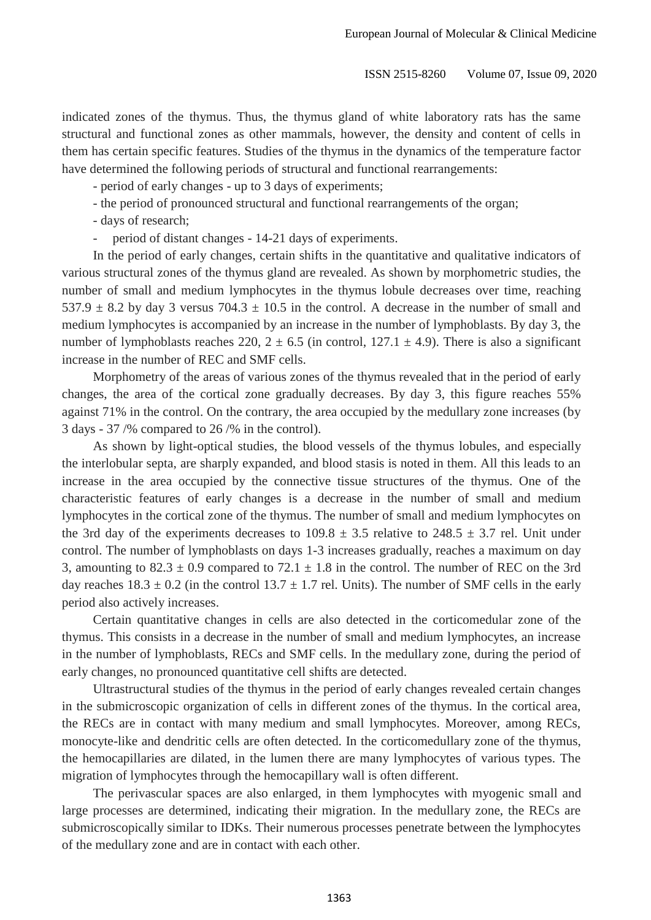indicated zones of the thymus. Thus, the thymus gland of white laboratory rats has the same structural and functional zones as other mammals, however, the density and content of cells in them has certain specific features. Studies of the thymus in the dynamics of the temperature factor have determined the following periods of structural and functional rearrangements:

- period of early changes - up to 3 days of experiments;
- the period of pronounced structural and functional rearrangements of the organ;
- days of research;
- period of distant changes - 14-21 days of experiments.

In the period of early changes, certain shifts in the quantitative and qualitative indicators of various structural zones of the thymus gland are revealed. As shown by morphometric studies, the number of small and medium lymphocytes in the thymus lobule decreases over time, reaching $537.9 \pm 8.2$ by day 3 versus $704.3 \pm 10.5$ in the control. A decrease in the number of small and medium lymphocytes is accompanied by an increase in the number of lymphoblasts. By day 3, the number of lymphoblasts reaches 220, $2 \pm 6.5$ (in control, $127.1 \pm 4.9$). There is also a significant increase in the number of REC and SMF cells.

Morphometry of the areas of various zones of the thymus revealed that in the period of early changes, the area of the cortical zone gradually decreases. By day 3, this figure reaches 55% against 71% in the control. On the contrary, the area occupied by the medullary zone increases (by 3 days - 37 /% compared to 26 /% in the control).

As shown by light-optical studies, the blood vessels of the thymus lobules, and especially the interlobular septa, are sharply expanded, and blood stasis is noted in them. All this leads to an increase in the area occupied by the connective tissue structures of the thymus. One of the characteristic features of early changes is a decrease in the number of small and medium lymphocytes in the cortical zone of the thymus. The number of small and medium lymphocytes on the 3rd day of the experiments decreases to $109.8 \pm 3.5$ relative to $248.5 \pm 3.7$ rel. Unit under control. The number of lymphoblasts on days 1-3 increases gradually, reaches a maximum on day 3, amounting to $82.3 \pm 0.9$ compared to $72.1 \pm 1.8$ in the control. The number of REC on the 3rd day reaches $18.3 \pm 0.2$ (in the control $13.7 \pm 1.7$ rel. Units). The number of SMF cells in the early period also actively increases.

Certain quantitative changes in cells are also detected in the corticomedular zone of the thymus. This consists in a decrease in the number of small and medium lymphocytes, an increase in the number of lymphoblasts, RECs and SMF cells. In the medullary zone, during the period of early changes, no pronounced quantitative cell shifts are detected.

Ultrastructural studies of the thymus in the period of early changes revealed certain changes in the submicroscopic organization of cells in different zones of the thymus. In the cortical area, the RECs are in contact with many medium and small lymphocytes. Moreover, among RECs, monocyte-like and dendritic cells are often detected. In the corticomedullary zone of the thymus, the hemocapillaries are dilated, in the lumen there are many lymphocytes of various types. The migration of lymphocytes through the hemocapillary wall is often different.

The perivascular spaces are also enlarged, in them lymphocytes with myogenic small and large processes are determined, indicating their migration. In the medullary zone, the RECs are submicroscopically similar to IDKs. Their numerous processes penetrate between the lymphocytes of the medullary zone and are in contact with each other.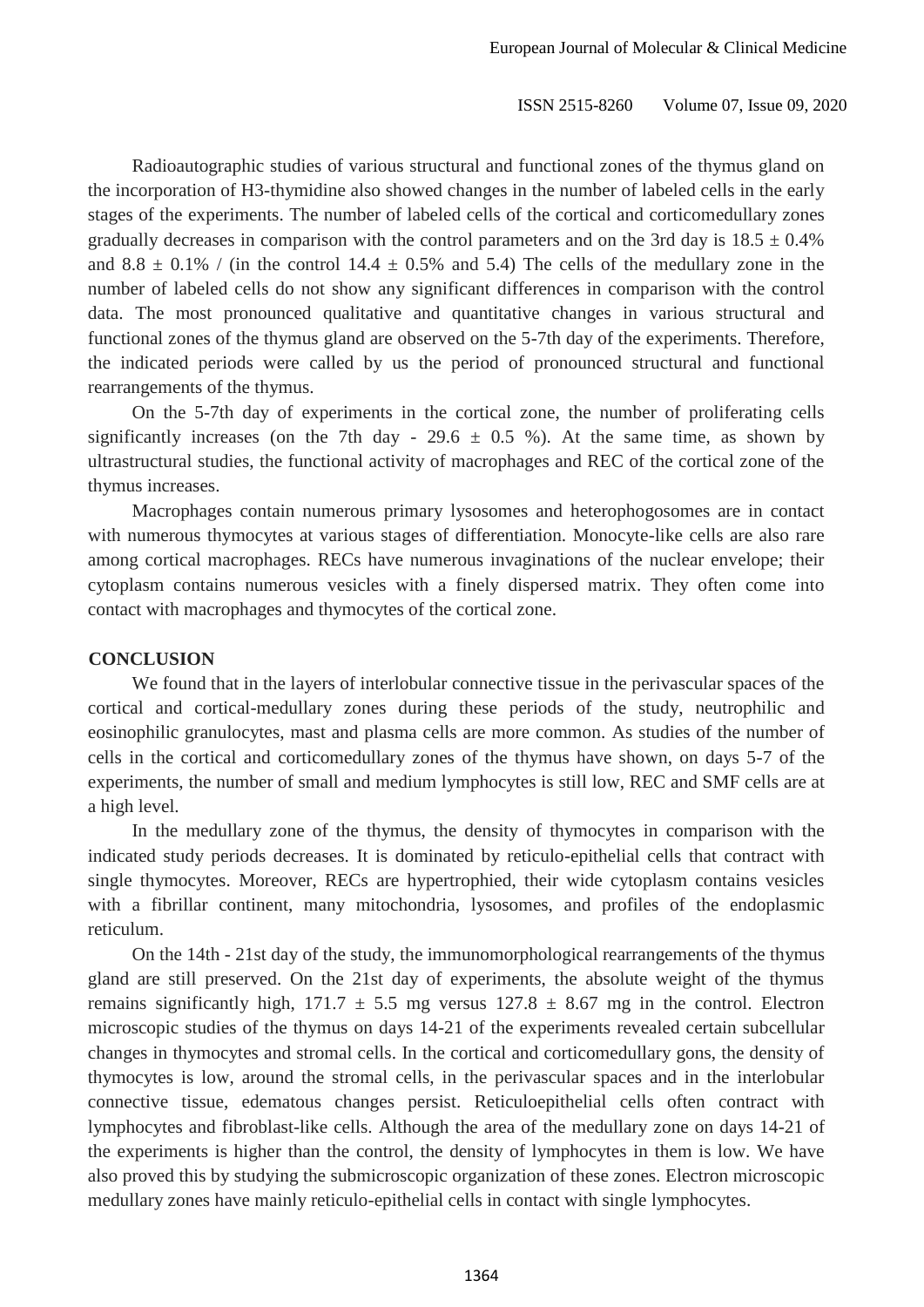Radioautographic studies of various structural and functional zones of the thymus gland on the incorporation of H3-thymidine also showed changes in the number of labeled cells in the early stages of the experiments. The number of labeled cells of the cortical and corticomedullary zones gradually decreases in comparison with the control parameters and on the 3rd day is $18.5 \pm 0.4\%$ and $8.8 \pm 0.1\%$ / (in the control $14.4 \pm 0.5\%$ and 5.4) The cells of the medullary zone in the number of labeled cells do not show any significant differences in comparison with the control data. The most pronounced qualitative and quantitative changes in various structural and functional zones of the thymus gland are observed on the 5-7th day of the experiments. Therefore, the indicated periods were called by us the period of pronounced structural and functional rearrangements of the thymus.

On the 5-7th day of experiments in the cortical zone, the number of proliferating cells significantly increases (on the 7th day - $29.6 \pm 0.5$ %). At the same time, as shown by ultrastructural studies, the functional activity of macrophages and REC of the cortical zone of the thymus increases.

Macrophages contain numerous primary lysosomes and heterophogosomes are in contact with numerous thymocytes at various stages of differentiation. Monocyte-like cells are also rare among cortical macrophages. RECs have numerous invaginations of the nuclear envelope; their cytoplasm contains numerous vesicles with a finely dispersed matrix. They often come into contact with macrophages and thymocytes of the cortical zone.

## CONCLUSION

We found that in the layers of interlobular connective tissue in the perivascular spaces of the cortical and cortical-medullary zones during these periods of the study, neutrophilic and eosinophilic granulocytes, mast and plasma cells are more common. As studies of the number of cells in the cortical and corticomedullary zones of the thymus have shown, on days 5-7 of the experiments, the number of small and medium lymphocytes is still low, REC and SMF cells are at a high level.

In the medullary zone of the thymus, the density of thymocytes in comparison with the indicated study periods decreases. It is dominated by reticulo-epithelial cells that contract with single thymocytes. Moreover, RECs are hypertrophied, their wide cytoplasm contains vesicles with a fibrillar continent, many mitochondria, lysosomes, and profiles of the endoplasmic reticulum.

On the 14th - 21st day of the study, the immunomorphological rearrangements of the thymus gland are still preserved. On the 21st day of experiments, the absolute weight of the thymus remains significantly high, $171.7 \pm 5.5$ mg versus $127.8 \pm 8.67$ mg in the control. Electron microscopic studies of the thymus on days 14-21 of the experiments revealed certain subcellular changes in thymocytes and stromal cells. In the cortical and corticomedullary gons, the density of thymocytes is low, around the stromal cells, in the perivascular spaces and in the interlobular connective tissue, edematous changes persist. Reticuloepithelial cells often contract with lymphocytes and fibroblast-like cells. Although the area of the medullary zone on days 14-21 of the experiments is higher than the control, the density of lymphocytes in them is low. We have also proved this by studying the submicroscopic organization of these zones. Electron microscopic medullary zones have mainly reticulo-epithelial cells in contact with single lymphocytes.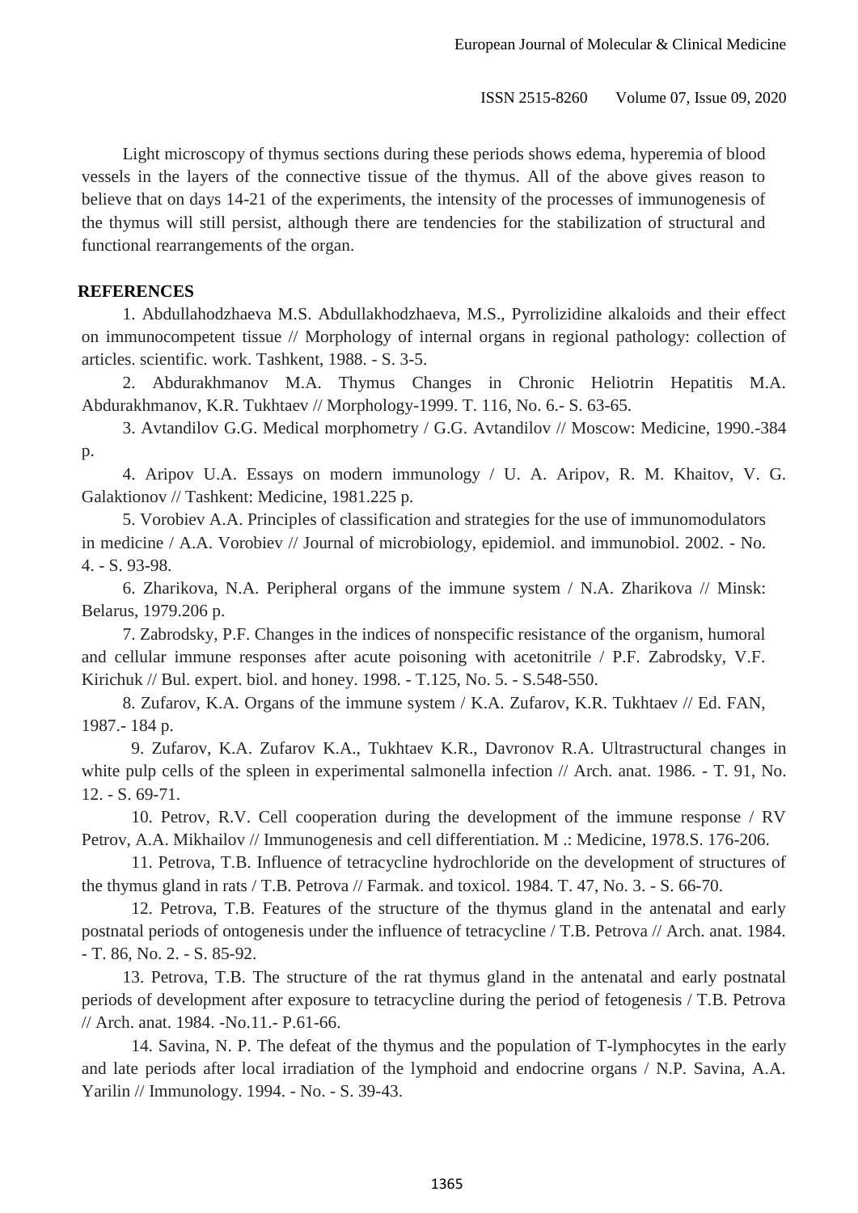Light microscopy of thymus sections during these periods shows edema, hyperemia of blood vessels in the layers of the connective tissue of the thymus. All of the above gives reason to believe that on days 14-21 of the experiments, the intensity of the processes of immunogenesis of the thymus will still persist, although there are tendencies for the stabilization of structural and functional rearrangements of the organ.

## REFERENCES

1. Abdullahodzhaeva M.S. Abdullakhodzhaeva, M.S., Pyrrolizidine alkaloids and their effect on immunocompetent tissue // Morphology of internal organs in regional pathology: collection of articles. scientific. work. Tashkent, 1988. - S. 3-5.
2. Abdurakhmanov M.A. Thymus Changes in Chronic Heliotrin Hepatitis M.A. Abdurakhmanov, K.R. Tukhtaev // Morphology-1999. T. 116, No. 6.- S. 63-65.
3. Avtandilov G.G. Medical morphometry / G.G. Avtandilov // Moscow: Medicine, 1990.-384 p.
4. Aripov U.A. Essays on modern immunology / U. A. Aripov, R. M. Khaitov, V. G. Galaktionov // Tashkent: Medicine, 1981.225 p.
5. Vorobiev A.A. Principles of classification and strategies for the use of immunomodulators in medicine / A.A. Vorobiev // Journal of microbiology, epidemiol. and immunobiol. 2002. - No. 4. - S. 93-98.
6. Zharikova, N.A. Peripheral organs of the immune system / N.A. Zharikova // Minsk: Belarus, 1979.206 p.
7. Zabrodsky, P.F. Changes in the indices of nonspecific resistance of the organism, humoral and cellular immune responses after acute poisoning with acetonitrile / P.F. Zabrodsky, V.F. Kirichuk // Bul. expert. biol. and honey. 1998. - T.125, No. 5. - S.548-550.
8. Zufarov, K.A. Organs of the immune system / K.A. Zufarov, K.R. Tukhtaev // Ed. FAN, 1987.- 184 p.
9. Zufarov, K.A. Zufarov K.A., Tukhtaev K.R., Davronov R.A. Ultrastructural changes in white pulp cells of the spleen in experimental salmonella infection // Arch. anat. 1986. - T. 91, No. 12. - S. 69-71.
10. Petrov, R.V. Cell cooperation during the development of the immune response / RV Petrov, A.A. Mikhailov // Immunogenesis and cell differentiation. M .: Medicine, 1978.S. 176-206.
11. Petrova, T.B. Influence of tetracycline hydrochloride on the development of structures of the thymus gland in rats / T.B. Petrova // Farmak. and toxicol. 1984. T. 47, No. 3. - S. 66-70.
12. Petrova, T.B. Features of the structure of the thymus gland in the antenatal and early postnatal periods of ontogenesis under the influence of tetracycline / T.B. Petrova // Arch. anat. 1984. - T. 86, No. 2. - S. 85-92.
13. Petrova, T.B. The structure of the rat thymus gland in the antenatal and early postnatal periods of development after exposure to tetracycline during the period of fetogenesis / T.B. Petrova // Arch. anat. 1984. -No.11.- P.61-66.
14. Savina, N. P. The defeat of the thymus and the population of T-lymphocytes in the early and late periods after local irradiation of the lymphoid and endocrine organs / N.P. Savina, A.A. Yarilin // Immunology. 1994. - No. - S. 39-43.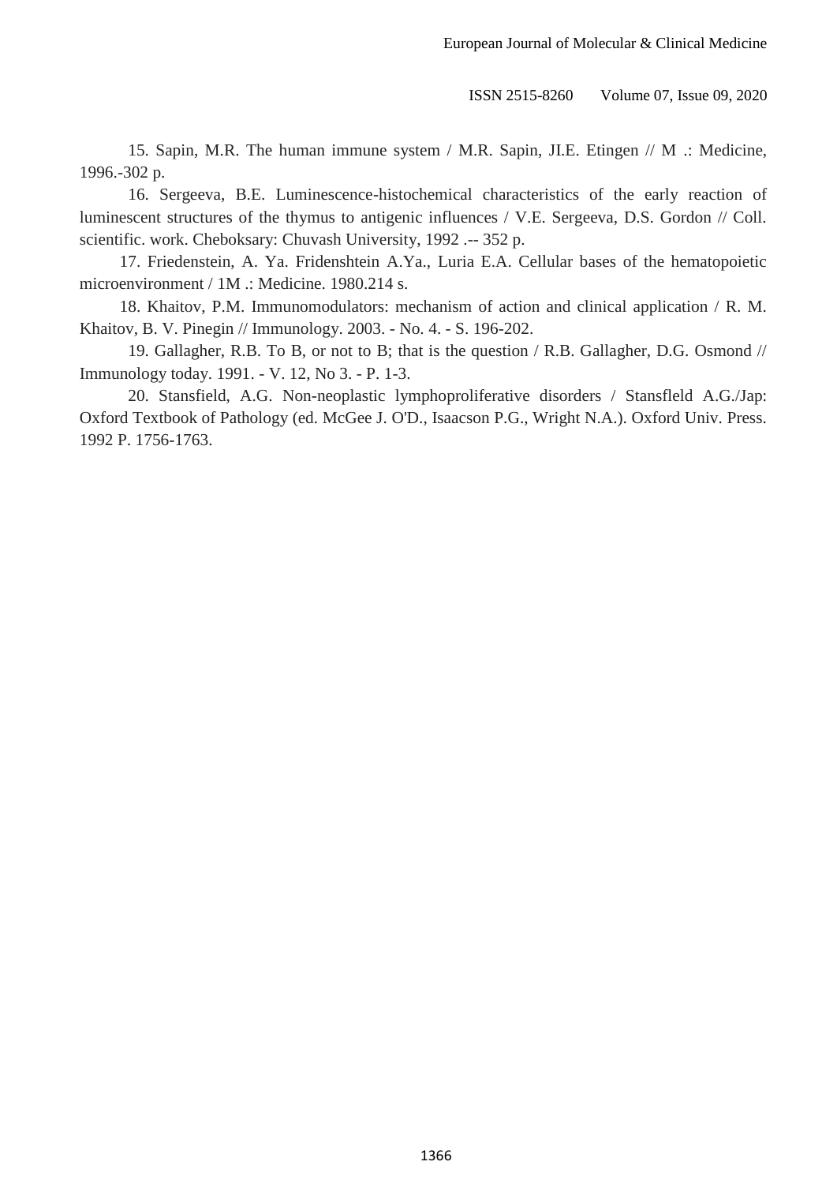15. Sapin, M.R. The human immune system / M.R. Sapin, JI.E. Etingen // M .: Medicine, 1996.-302 p.

16. Sergeeva, B.E. Luminescence-histochemical characteristics of the early reaction of luminescent structures of the thymus to antigenic influences / V.E. Sergeeva, D.S. Gordon // Coll. scientific. work. Cheboksary: Chuvash University, 1992 .-- 352 p.

17. Friedenstein, A. Ya. Fridenshtein A.Ya., Luria E.A. Cellular bases of the hematopoietic microenvironment / 1M .: Medicine. 1980.214 s.

18. Khaitov, P.M. Immunomodulators: mechanism of action and clinical application / R. M. Khaitov, B. V. Pinegin // Immunology. 2003. - No. 4. - S. 196-202.

19. Gallagher, R.B. To B, or not to B; that is the question / R.B. Gallagher, D.G. Osmond // Immunology today. 1991. - V. 12, No 3. - P. 1-3.

20. Stansfield, A.G. Non-neoplastic lymphoproliferative disorders / Stansfleld A.G./Jap: Oxford Textbook of Pathology (ed. McGee J. O'D., Isaacson P.G., Wright N.A.). Oxford Univ. Press. 1992 P. 1756-1763.